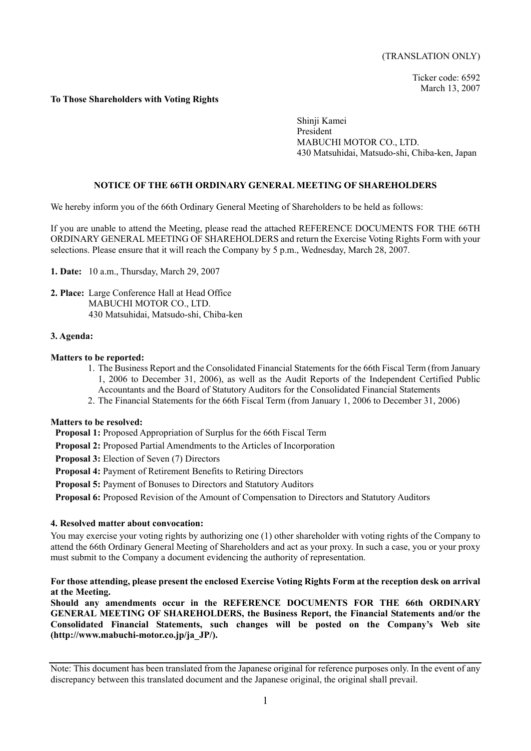(TRANSLATION ONLY)

Ticker code: 6592
March 13, 2007

**To Those Shareholders with Voting Rights**

Shinji Kamei
President
MABUCHI MOTOR CO., LTD.
430 Matsuhidai, Matsudo-shi, Chiba-ken, Japan

## NOTICE OF THE 66TH ORDINARY GENERAL MEETING OF SHAREHOLDERS

We hereby inform you of the 66th Ordinary General Meeting of Shareholders to be held as follows:

If you are unable to attend the Meeting, please read the attached REFERENCE DOCUMENTS FOR THE 66TH ORDINARY GENERAL MEETING OF SHAREHOLDERS and return the Exercise Voting Rights Form with your selections. Please ensure that it will reach the Company by 5 p.m., Wednesday, March 28, 2007.

**1. Date:** 10 a.m., Thursday, March 29, 2007

**2. Place:** Large Conference Hall at Head Office
MABUCHI MOTOR CO., LTD.
430 Matsuhidai, Matsudo-shi, Chiba-ken

**3. Agenda:**

**Matters to be reported:**

1. The Business Report and the Consolidated Financial Statements for the 66th Fiscal Term (from January 1, 2006 to December 31, 2006), as well as the Audit Reports of the Independent Certified Public Accountants and the Board of Statutory Auditors for the Consolidated Financial Statements
2. The Financial Statements for the 66th Fiscal Term (from January 1, 2006 to December 31, 2006)

**Matters to be resolved:**

**Proposal 1:** Proposed Appropriation of Surplus for the 66th Fiscal Term

**Proposal 2:** Proposed Partial Amendments to the Articles of Incorporation

**Proposal 3:** Election of Seven (7) Directors

**Proposal 4:** Payment of Retirement Benefits to Retiring Directors

**Proposal 5:** Payment of Bonuses to Directors and Statutory Auditors

**Proposal 6:** Proposed Revision of the Amount of Compensation to Directors and Statutory Auditors

**4. Resolved matter about convocation:**

You may exercise your voting rights by authorizing one (1) other shareholder with voting rights of the Company to attend the 66th Ordinary General Meeting of Shareholders and act as your proxy. In such a case, you or your proxy must submit to the Company a document evidencing the authority of representation.

**For those attending, please present the enclosed Exercise Voting Rights Form at the reception desk on arrival at the Meeting.**

**Should any amendments occur in the REFERENCE DOCUMENTS FOR THE 66th ORDINARY GENERAL MEETING OF SHAREHOLDERS, the Business Report, the Financial Statements and/or the Consolidated Financial Statements, such changes will be posted on the Company's Web site (http://www.mabuchi-motor.co.jp/ja_JP/).**

---

Note: This document has been translated from the Japanese original for reference purposes only. In the event of any discrepancy between this translated document and the Japanese original, the original shall prevail.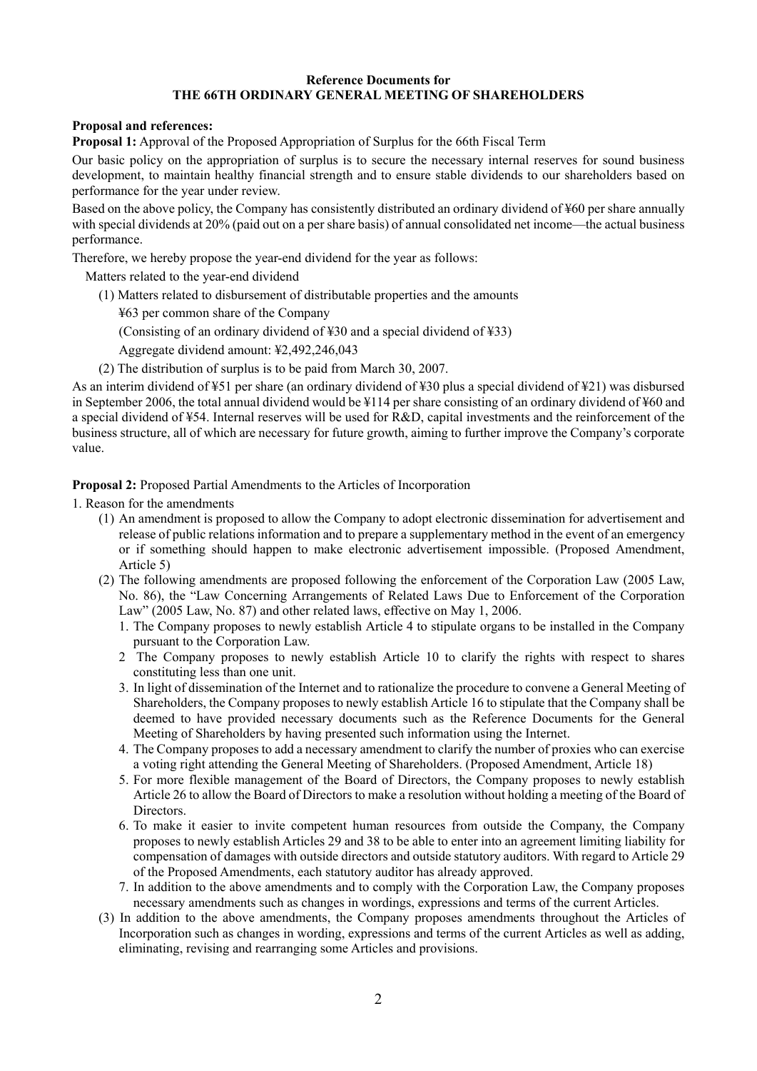## Reference Documents for THE 66TH ORDINARY GENERAL MEETING OF SHAREHOLDERS

**Proposal and references:**

**Proposal 1:** Approval of the Proposed Appropriation of Surplus for the 66th Fiscal Term

Our basic policy on the appropriation of surplus is to secure the necessary internal reserves for sound business development, to maintain healthy financial strength and to ensure stable dividends to our shareholders based on performance for the year under review.

Based on the above policy, the Company has consistently distributed an ordinary dividend of ¥60 per share annually with special dividends at 20% (paid out on a per share basis) of annual consolidated net income—the actual business performance.

Therefore, we hereby propose the year-end dividend for the year as follows:

Matters related to the year-end dividend

(1) Matters related to disbursement of distributable properties and the amounts

¥63 per common share of the Company

(Consisting of an ordinary dividend of ¥30 and a special dividend of ¥33)

Aggregate dividend amount: ¥2,492,246,043

(2) The distribution of surplus is to be paid from March 30, 2007.

As an interim dividend of ¥51 per share (an ordinary dividend of ¥30 plus a special dividend of ¥21) was disbursed in September 2006, the total annual dividend would be ¥114 per share consisting of an ordinary dividend of ¥60 and a special dividend of ¥54. Internal reserves will be used for R&D, capital investments and the reinforcement of the business structure, all of which are necessary for future growth, aiming to further improve the Company's corporate value.

**Proposal 2:** Proposed Partial Amendments to the Articles of Incorporation

1. Reason for the amendments

(1) An amendment is proposed to allow the Company to adopt electronic dissemination for advertisement and release of public relations information and to prepare a supplementary method in the event of an emergency or if something should happen to make electronic advertisement impossible. (Proposed Amendment, Article 5)

(2) The following amendments are proposed following the enforcement of the Corporation Law (2005 Law, No. 86), the "Law Concerning Arrangements of Related Laws Due to Enforcement of the Corporation Law" (2005 Law, No. 87) and other related laws, effective on May 1, 2006.

1. The Company proposes to newly establish Article 4 to stipulate organs to be installed in the Company pursuant to the Corporation Law.
2. The Company proposes to newly establish Article 10 to clarify the rights with respect to shares constituting less than one unit.
3. In light of dissemination of the Internet and to rationalize the procedure to convene a General Meeting of Shareholders, the Company proposes to newly establish Article 16 to stipulate that the Company shall be deemed to have provided necessary documents such as the Reference Documents for the General Meeting of Shareholders by having presented such information using the Internet.
4. The Company proposes to add a necessary amendment to clarify the number of proxies who can exercise a voting right attending the General Meeting of Shareholders. (Proposed Amendment, Article 18)
5. For more flexible management of the Board of Directors, the Company proposes to newly establish Article 26 to allow the Board of Directors to make a resolution without holding a meeting of the Board of Directors.
6. To make it easier to invite competent human resources from outside the Company, the Company proposes to newly establish Articles 29 and 38 to be able to enter into an agreement limiting liability for compensation of damages with outside directors and outside statutory auditors. With regard to Article 29 of the Proposed Amendments, each statutory auditor has already approved.
7. In addition to the above amendments and to comply with the Corporation Law, the Company proposes necessary amendments such as changes in wordings, expressions and terms of the current Articles.

(3) In addition to the above amendments, the Company proposes amendments throughout the Articles of Incorporation such as changes in wording, expressions and terms of the current Articles as well as adding, eliminating, revising and rearranging some Articles and provisions.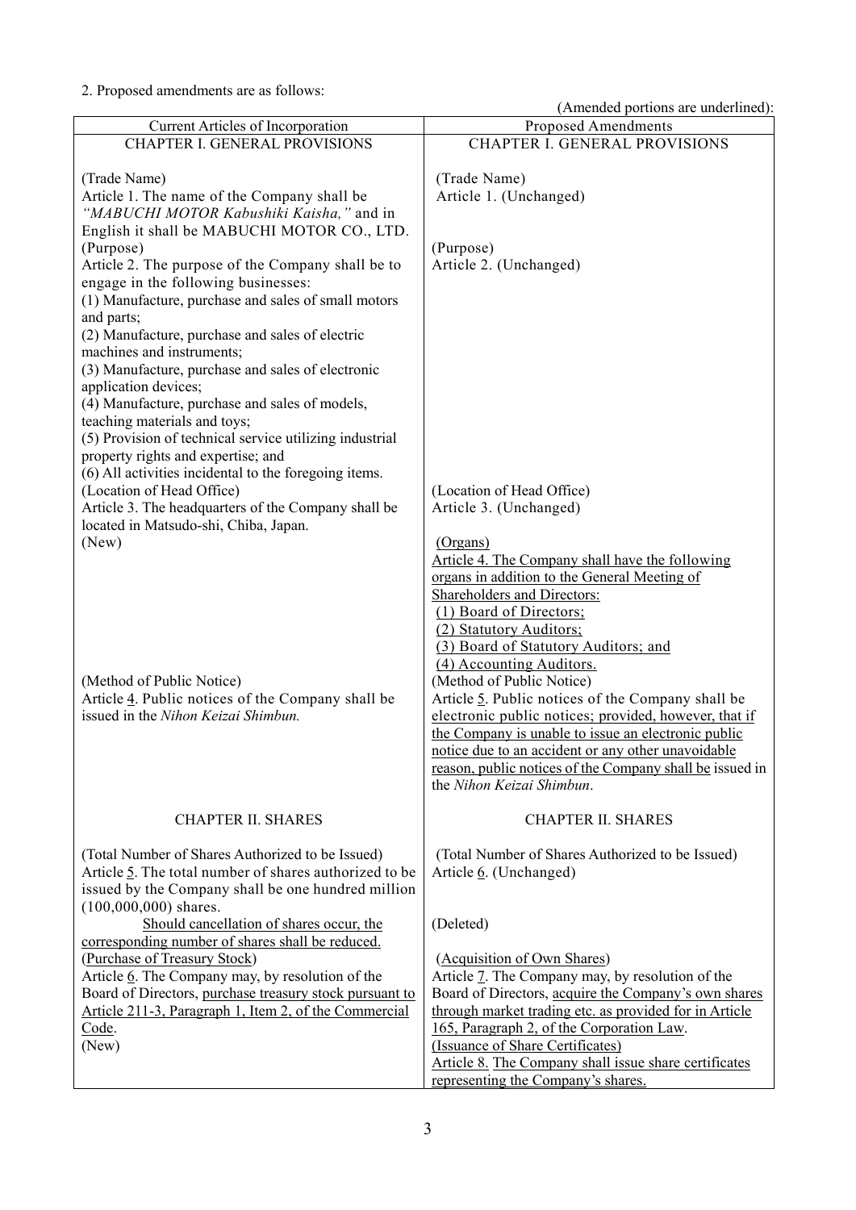2. Proposed amendments are as follows:

(Amended portions are underlined):

| Current Articles of Incorporation | Proposed Amendments |
|---|---|
| CHAPTER I. GENERAL PROVISIONS | CHAPTER I. GENERAL PROVISIONS |
| (Trade Name)<br>Article 1. The name of the Company shall be *"MABUCHI MOTOR Kabushiki Kaisha,"* and in English it shall be MABUCHI MOTOR CO., LTD. | (Trade Name)<br>Article 1. (Unchanged) |
| (Purpose)<br>Article 2. The purpose of the Company shall be to engage in the following businesses:<br>(1) Manufacture, purchase and sales of small motors and parts;<br>(2) Manufacture, purchase and sales of electric machines and instruments;<br>(3) Manufacture, purchase and sales of electronic application devices;<br>(4) Manufacture, purchase and sales of models, teaching materials and toys;<br>(5) Provision of technical service utilizing industrial property rights and expertise; and<br>(6) All activities incidental to the foregoing items. | (Purpose)<br>Article 2. (Unchanged) |
| (Location of Head Office)<br>Article 3. The headquarters of the Company shall be located in Matsudo-shi, Chiba, Japan. | (Location of Head Office)<br>Article 3. (Unchanged) |
| (New) | <u>(Organs)</u><br><u>Article 4. The Company shall have the following organs in addition to the General Meeting of Shareholders and Directors:</u><br><u>(1) Board of Directors;</u><br><u>(2) Statutory Auditors;</u><br><u>(3) Board of Statutory Auditors; and</u><br><u>(4) Accounting Auditors.</u> |
| (Method of Public Notice)<br>Article <u>4</u>. Public notices of the Company shall be issued in the *Nihon Keizai Shimbun.* | (Method of Public Notice)<br>Article <u>5</u>. Public notices of the Company shall be <u>electronic public notices; provided, however, that if the Company is unable to issue an electronic public notice due to an accident or any other unavoidable reason, public notices of the Company shall be</u> issued in the *Nihon Keizai Shimbun*. |
| CHAPTER II. SHARES | CHAPTER II. SHARES |
| (Total Number of Shares Authorized to be Issued)<br>Article <u>5</u>. The total number of shares authorized to be issued by the Company shall be one hundred million (100,000,000) shares.<br><u>Should cancellation of shares occur, the corresponding number of shares shall be reduced.</u> | (Total Number of Shares Authorized to be Issued)<br>Article <u>6</u>. (Unchanged)<br><br>(Deleted) |
| <u>(Purchase of Treasury Stock)</u><br>Article <u>6</u>. The Company may, by resolution of the Board of Directors, <u>purchase treasury stock pursuant to Article 211-3, Paragraph 1, Item 2, of the Commercial Code</u>. | <u>(Acquisition of Own Shares)</u><br>Article <u>7</u>. The Company may, by resolution of the Board of Directors, <u>acquire the Company's own shares through market trading etc. as provided for in Article 165, Paragraph 2, of the Corporation Law</u>. |
| (New) | <u>(Issuance of Share Certificates)</u><br><u>Article 8. The Company shall issue share certificates representing the Company's shares.</u> |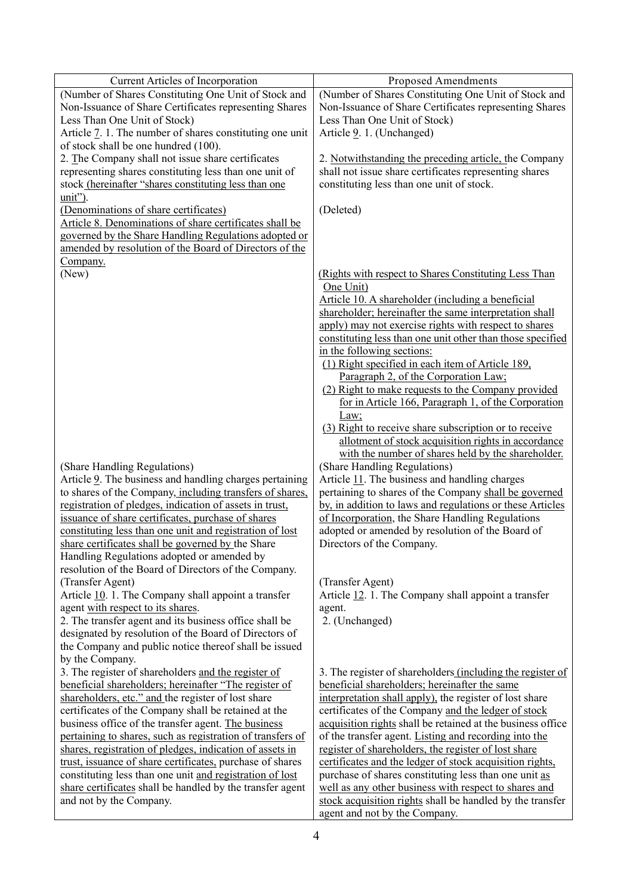| Current Articles of Incorporation | Proposed Amendments |
| --- | --- |
| (Number of Shares Constituting One Unit of Stock and Non-Issuance of Share Certificates representing Shares Less Than One Unit of Stock)<br>Article 7. 1. The number of shares constituting one unit of stock shall be one hundred (100).<br>2. The Company shall not issue share certificates representing shares constituting less than one unit of stock (hereinafter "shares constituting less than one unit"). | (Number of Shares Constituting One Unit of Stock and Non-Issuance of Share Certificates representing Shares Less Than One Unit of Stock)<br>Article 9. 1. (Unchanged)<br>2. Notwithstanding the preceding article, the Company shall not issue share certificates representing shares constituting less than one unit of stock. |
| (Denominations of share certificates)<br>Article 8. Denominations of share certificates shall be governed by the Share Handling Regulations adopted or amended by resolution of the Board of Directors of the Company. | (Deleted) |
| (New) | (Rights with respect to Shares Constituting Less Than One Unit)<br>Article 10. A shareholder (including a beneficial shareholder; hereinafter the same interpretation shall apply) may not exercise rights with respect to shares constituting less than one unit other than those specified in the following sections:<br>(1) Right specified in each item of Article 189, Paragraph 2, of the Corporation Law;<br>(2) Right to make requests to the Company provided for in Article 166, Paragraph 1, of the Corporation Law;<br>(3) Right to receive share subscription or to receive allotment of stock acquisition rights in accordance with the number of shares held by the shareholder. |
| (Share Handling Regulations)<br>Article 9. The business and handling charges pertaining to shares of the Company, including transfers of shares, registration of pledges, indication of assets in trust, issuance of share certificates, purchase of shares constituting less than one unit and registration of lost share certificates shall be governed by the Share Handling Regulations adopted or amended by resolution of the Board of Directors of the Company. | (Share Handling Regulations)<br>Article 11. The business and handling charges pertaining to shares of the Company shall be governed by, in addition to laws and regulations or these Articles of Incorporation, the Share Handling Regulations adopted or amended by resolution of the Board of Directors of the Company. |
| (Transfer Agent)<br>Article 10. 1. The Company shall appoint a transfer agent with respect to its shares.<br>2. The transfer agent and its business office shall be designated by resolution of the Board of Directors of the Company and public notice thereof shall be issued by the Company.<br>3. The register of shareholders and the register of beneficial shareholders; hereinafter "The register of shareholders, etc." and the register of lost share certificates of the Company shall be retained at the business office of the transfer agent. The business pertaining to shares, such as registration of transfers of shares, registration of pledges, indication of assets in trust, issuance of share certificates, purchase of shares constituting less than one unit and registration of lost share certificates shall be handled by the transfer agent and not by the Company. | (Transfer Agent)<br>Article 12. 1. The Company shall appoint a transfer agent.<br>2. (Unchanged)<br><br>3. The register of shareholders (including the register of beneficial shareholders; hereinafter the same interpretation shall apply), the register of lost share certificates of the Company and the ledger of stock acquisition rights shall be retained at the business office of the transfer agent. Listing and recording into the register of shareholders, the register of lost share certificates and the ledger of stock acquisition rights, purchase of shares constituting less than one unit as well as any other business with respect to shares and stock acquisition rights shall be handled by the transfer agent and not by the Company. |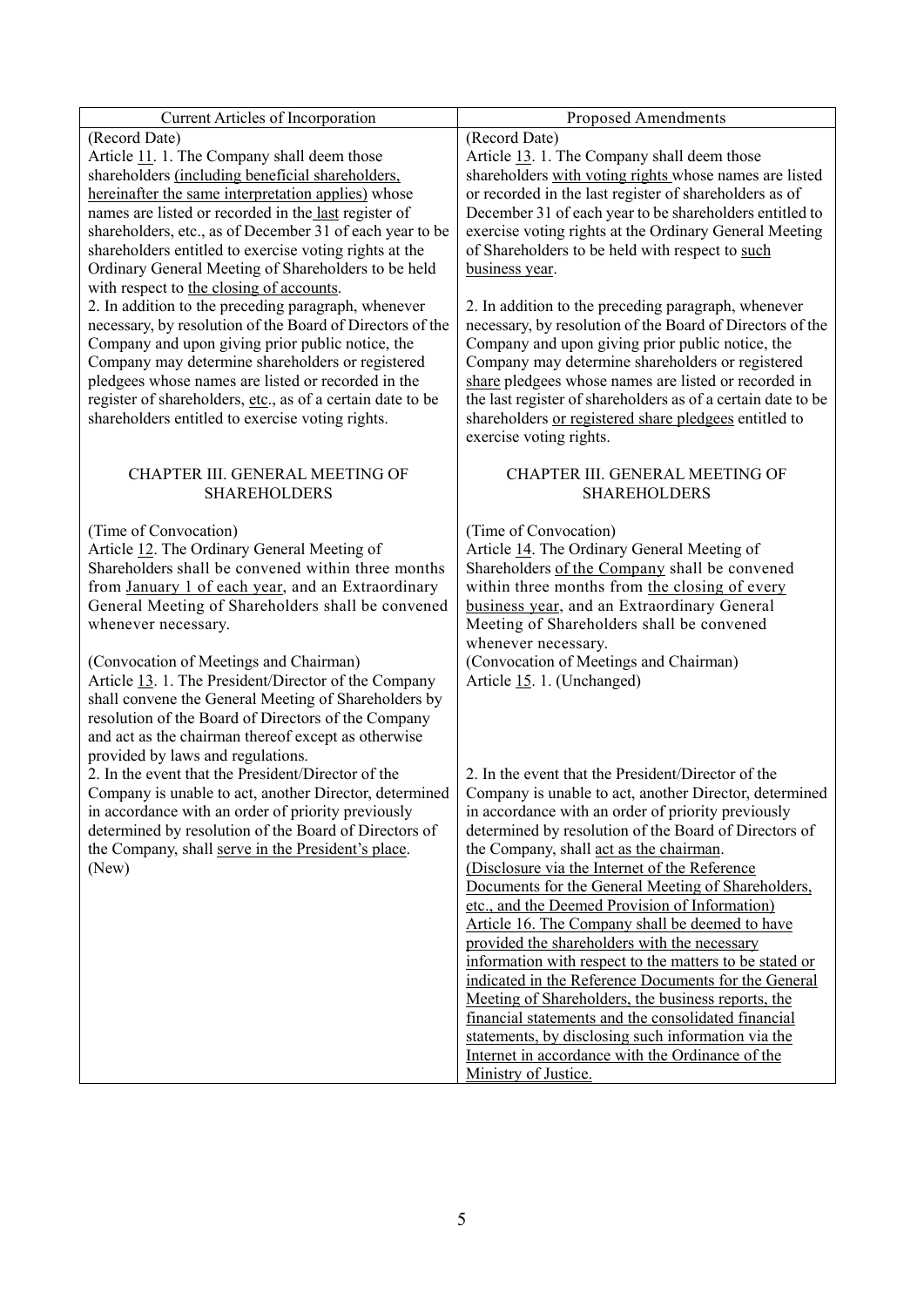| Current Articles of Incorporation | Proposed Amendments |
| --- | --- |
| (Record Date)<br>Article 11. 1. The Company shall deem those shareholders (including beneficial shareholders, hereinafter the same interpretation applies) whose names are listed or recorded in the last register of shareholders, etc., as of December 31 of each year to be shareholders entitled to exercise voting rights at the Ordinary General Meeting of Shareholders to be held with respect to the closing of accounts.<br>2. In addition to the preceding paragraph, whenever necessary, by resolution of the Board of Directors of the Company and upon giving prior public notice, the Company may determine shareholders or registered pledgees whose names are listed or recorded in the register of shareholders, etc., as of a certain date to be shareholders entitled to exercise voting rights. | (Record Date)<br>Article 13. 1. The Company shall deem those shareholders with voting rights whose names are listed or recorded in the last register of shareholders as of December 31 of each year to be shareholders entitled to exercise voting rights at the Ordinary General Meeting of Shareholders to be held with respect to such business year.<br>2. In addition to the preceding paragraph, whenever necessary, by resolution of the Board of Directors of the Company and upon giving prior public notice, the Company may determine shareholders or registered share pledgees whose names are listed or recorded in the last register of shareholders as of a certain date to be shareholders or registered share pledgees entitled to exercise voting rights. |
| CHAPTER III. GENERAL MEETING OF SHAREHOLDERS | CHAPTER III. GENERAL MEETING OF SHAREHOLDERS |
| (Time of Convocation)<br>Article 12. The Ordinary General Meeting of Shareholders shall be convened within three months from January 1 of each year, and an Extraordinary General Meeting of Shareholders shall be convened whenever necessary. | (Time of Convocation)<br>Article 14. The Ordinary General Meeting of Shareholders of the Company shall be convened within three months from the closing of every business year, and an Extraordinary General Meeting of Shareholders shall be convened whenever necessary. |
| (Convocation of Meetings and Chairman)<br>Article 13. 1. The President/Director of the Company shall convene the General Meeting of Shareholders by resolution of the Board of Directors of the Company and act as the chairman thereof except as otherwise provided by laws and regulations.<br>2. In the event that the President/Director of the Company is unable to act, another Director, determined in accordance with an order of priority previously determined by resolution of the Board of Directors of the Company, shall serve in the President's place. | (Convocation of Meetings and Chairman)<br>Article 15. 1. (Unchanged)<br>2. In the event that the President/Director of the Company is unable to act, another Director, determined in accordance with an order of priority previously determined by resolution of the Board of Directors of the Company, shall act as the chairman. |
| (New) | (Disclosure via the Internet of the Reference Documents for the General Meeting of Shareholders, etc., and the Deemed Provision of Information)<br>Article 16. The Company shall be deemed to have provided the shareholders with the necessary information with respect to the matters to be stated or indicated in the Reference Documents for the General Meeting of Shareholders, the business reports, the financial statements and the consolidated financial statements, by disclosing such information via the Internet in accordance with the Ordinance of the Ministry of Justice. |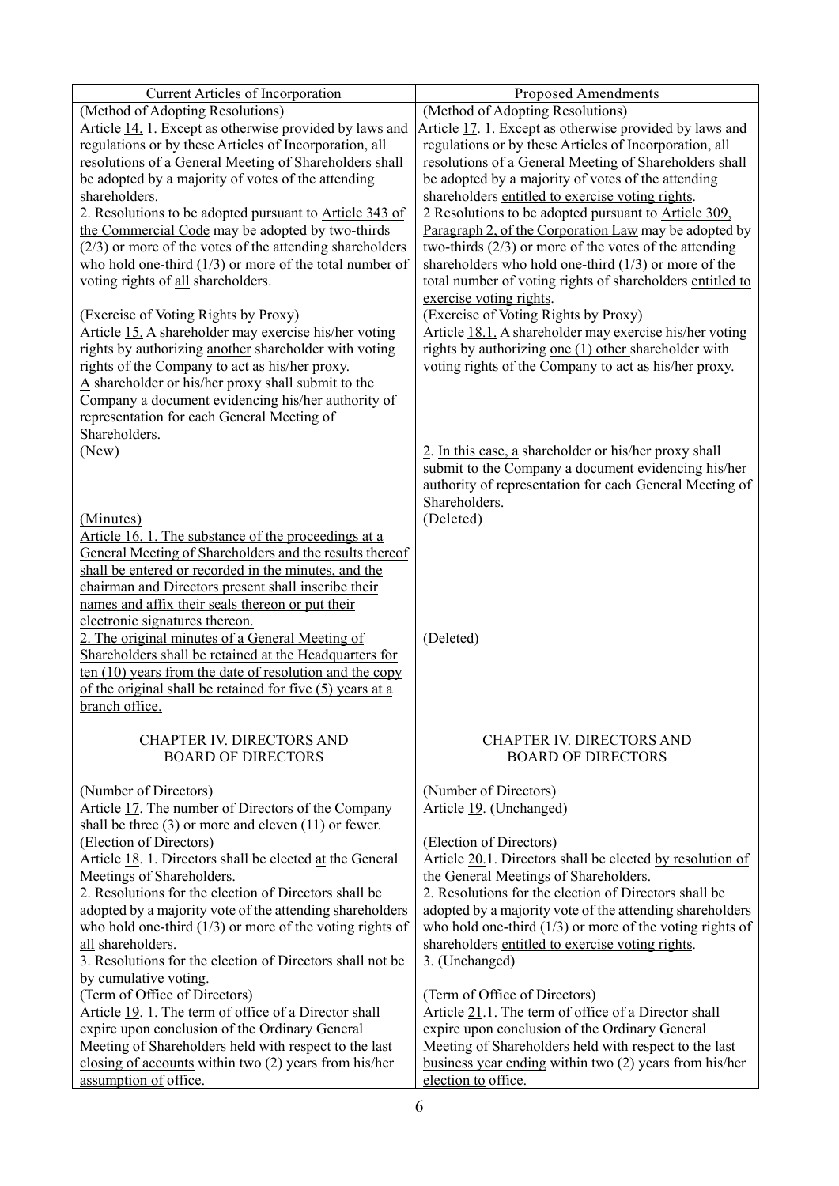| Current Articles of Incorporation | Proposed Amendments |
| --- | --- |
| (Method of Adopting Resolutions)<br>Article 14. 1. Except as otherwise provided by laws and regulations or by these Articles of Incorporation, all resolutions of a General Meeting of Shareholders shall be adopted by a majority of votes of the attending shareholders. | (Method of Adopting Resolutions)<br>Article 17. 1. Except as otherwise provided by laws and regulations or by these Articles of Incorporation, all resolutions of a General Meeting of Shareholders shall be adopted by a majority of votes of the attending shareholders entitled to exercise voting rights. |
| 2. Resolutions to be adopted pursuant to Article 343 of the Commercial Code may be adopted by two-thirds (2/3) or more of the votes of the attending shareholders who hold one-third (1/3) or more of the total number of voting rights of all shareholders. | 2 Resolutions to be adopted pursuant to Article 309, Paragraph 2, of the Corporation Law may be adopted by two-thirds (2/3) or more of the votes of the attending shareholders who hold one-third (1/3) or more of the total number of voting rights of shareholders entitled to exercise voting rights. |
| (Exercise of Voting Rights by Proxy)<br>Article 15. A shareholder may exercise his/her voting rights by authorizing another shareholder with voting rights of the Company to act as his/her proxy.<br>A shareholder or his/her proxy shall submit to the Company a document evidencing his/her authority of representation for each General Meeting of Shareholders. | (Exercise of Voting Rights by Proxy)<br>Article 18.1. A shareholder may exercise his/her voting rights by authorizing one (1) other shareholder with voting rights of the Company to act as his/her proxy. |
| (New) | 2. In this case, a shareholder or his/her proxy shall submit to the Company a document evidencing his/her authority of representation for each General Meeting of Shareholders. |
| (Minutes)<br>Article 16. 1. The substance of the proceedings at a General Meeting of Shareholders and the results thereof shall be entered or recorded in the minutes, and the chairman and Directors present shall inscribe their names and affix their seals thereon or put their electronic signatures thereon. | (Deleted) |
| 2. The original minutes of a General Meeting of Shareholders shall be retained at the Headquarters for ten (10) years from the date of resolution and the copy of the original shall be retained for five (5) years at a branch office. | (Deleted) |
| CHAPTER IV. DIRECTORS AND BOARD OF DIRECTORS | CHAPTER IV. DIRECTORS AND BOARD OF DIRECTORS |
| (Number of Directors)<br>Article 17. The number of Directors of the Company shall be three (3) or more and eleven (11) or fewer. | (Number of Directors)<br>Article 19. (Unchanged) |
| (Election of Directors)<br>Article 18. 1. Directors shall be elected at the General Meetings of Shareholders. | (Election of Directors)<br>Article 20.1. Directors shall be elected by resolution of the General Meetings of Shareholders. |
| 2. Resolutions for the election of Directors shall be adopted by a majority vote of the attending shareholders who hold one-third (1/3) or more of the voting rights of all shareholders. | 2. Resolutions for the election of Directors shall be adopted by a majority vote of the attending shareholders who hold one-third (1/3) or more of the voting rights of shareholders entitled to exercise voting rights. |
| 3. Resolutions for the election of Directors shall not be by cumulative voting. | 3. (Unchanged) |
| (Term of Office of Directors)<br>Article 19. 1. The term of office of a Director shall expire upon conclusion of the Ordinary General Meeting of Shareholders held with respect to the last closing of accounts within two (2) years from his/her assumption of office. | (Term of Office of Directors)<br>Article 21.1. The term of office of a Director shall expire upon conclusion of the Ordinary General Meeting of Shareholders held with respect to the last business year ending within two (2) years from his/her election to office. |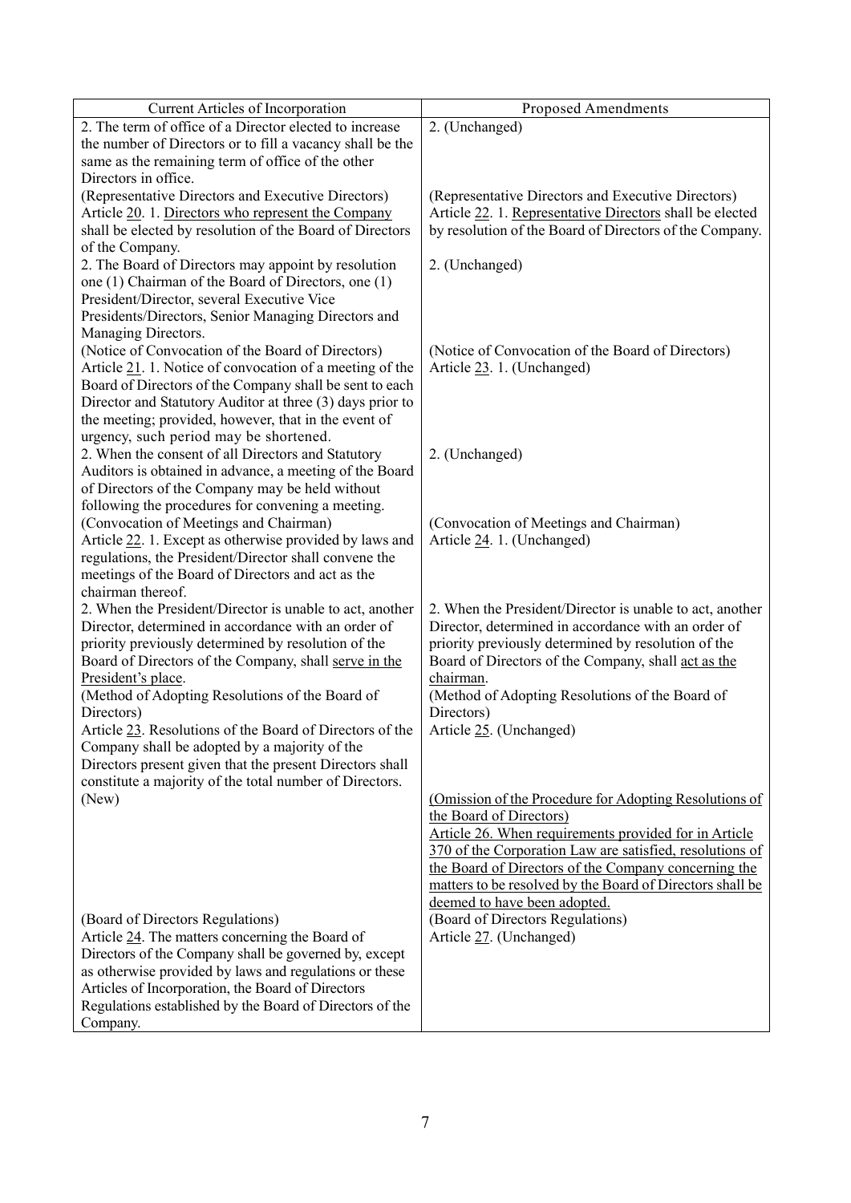| Current Articles of Incorporation | Proposed Amendments |
|---|---|
| 2. The term of office of a Director elected to increase the number of Directors or to fill a vacancy shall be the same as the remaining term of office of the other Directors in office. | 2. (Unchanged) |
| (Representative Directors and Executive Directors)<br>Article 20. 1. Directors who represent the Company shall be elected by resolution of the Board of Directors of the Company. | (Representative Directors and Executive Directors)<br>Article 22. 1. Representative Directors shall be elected by resolution of the Board of Directors of the Company. |
| 2. The Board of Directors may appoint by resolution one (1) Chairman of the Board of Directors, one (1) President/Director, several Executive Vice Presidents/Directors, Senior Managing Directors and Managing Directors. | 2. (Unchanged) |
| (Notice of Convocation of the Board of Directors)<br>Article 21. 1. Notice of convocation of a meeting of the Board of Directors of the Company shall be sent to each Director and Statutory Auditor at three (3) days prior to the meeting; provided, however, that in the event of urgency, such period may be shortened. | (Notice of Convocation of the Board of Directors)<br>Article 23. 1. (Unchanged) |
| 2. When the consent of all Directors and Statutory Auditors is obtained in advance, a meeting of the Board of Directors of the Company may be held without following the procedures for convening a meeting. | 2. (Unchanged) |
| (Convocation of Meetings and Chairman)<br>Article 22. 1. Except as otherwise provided by laws and regulations, the President/Director shall convene the meetings of the Board of Directors and act as the chairman thereof. | (Convocation of Meetings and Chairman)<br>Article 24. 1. (Unchanged) |
| 2. When the President/Director is unable to act, another Director, determined in accordance with an order of priority previously determined by resolution of the Board of Directors of the Company, shall serve in the President's place. | 2. When the President/Director is unable to act, another Director, determined in accordance with an order of priority previously determined by resolution of the Board of Directors of the Company, shall act as the chairman. |
| (Method of Adopting Resolutions of the Board of Directors)<br>Article 23. Resolutions of the Board of Directors of the Company shall be adopted by a majority of the Directors present given that the present Directors shall constitute a majority of the total number of Directors. | (Method of Adopting Resolutions of the Board of Directors)<br>Article 25. (Unchanged) |
| (New) | (Omission of the Procedure for Adopting Resolutions of the Board of Directors)<br>Article 26. When requirements provided for in Article 370 of the Corporation Law are satisfied, resolutions of the Board of Directors of the Company concerning the matters to be resolved by the Board of Directors shall be deemed to have been adopted. |
| (Board of Directors Regulations)<br>Article 24. The matters concerning the Board of Directors of the Company shall be governed by, except as otherwise provided by laws and regulations or these Articles of Incorporation, the Board of Directors Regulations established by the Board of Directors of the Company. | (Board of Directors Regulations)<br>Article 27. (Unchanged) |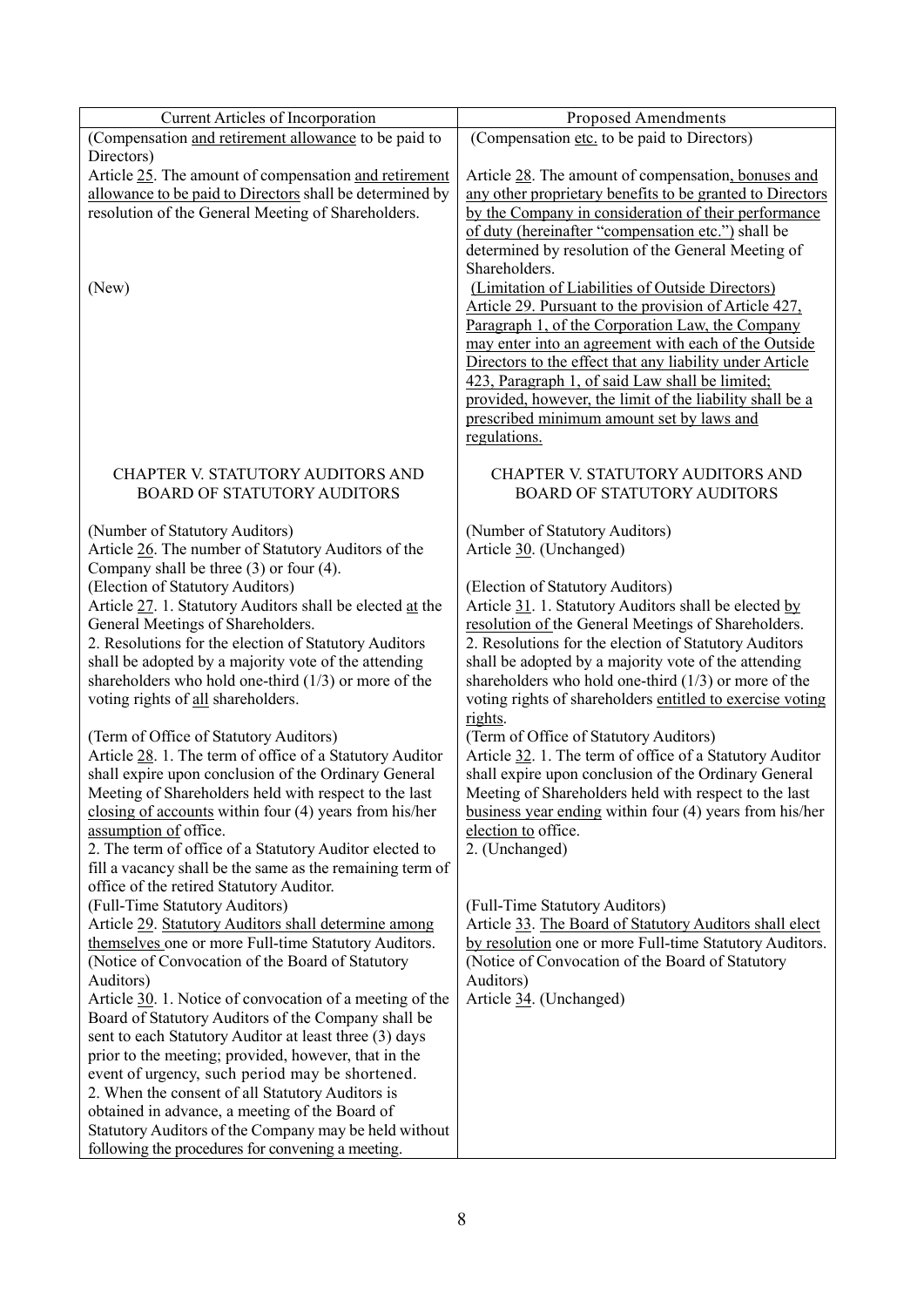| Current Articles of Incorporation | Proposed Amendments |
| --- | --- |
| (Compensation and retirement allowance to be paid to Directors)<br>Article 25. The amount of compensation and retirement allowance to be paid to Directors shall be determined by resolution of the General Meeting of Shareholders. | (Compensation etc. to be paid to Directors)<br>Article 28. The amount of compensation, bonuses and any other proprietary benefits to be granted to Directors by the Company in consideration of their performance of duty (hereinafter "compensation etc.") shall be determined by resolution of the General Meeting of Shareholders. |
| (New) | (Limitation of Liabilities of Outside Directors)<br>Article 29. Pursuant to the provision of Article 427, Paragraph 1, of the Corporation Law, the Company may enter into an agreement with each of the Outside Directors to the effect that any liability under Article 423, Paragraph 1, of said Law shall be limited; provided, however, the limit of the liability shall be a prescribed minimum amount set by laws and regulations. |
| CHAPTER V. STATUTORY AUDITORS AND BOARD OF STATUTORY AUDITORS | CHAPTER V. STATUTORY AUDITORS AND BOARD OF STATUTORY AUDITORS |
| (Number of Statutory Auditors)<br>Article 26. The number of Statutory Auditors of the Company shall be three (3) or four (4). | (Number of Statutory Auditors)<br>Article 30. (Unchanged) |
| (Election of Statutory Auditors)<br>Article 27. 1. Statutory Auditors shall be elected at the General Meetings of Shareholders.<br>2. Resolutions for the election of Statutory Auditors shall be adopted by a majority vote of the attending shareholders who hold one-third (1/3) or more of the voting rights of all shareholders. | (Election of Statutory Auditors)<br>Article 31. 1. Statutory Auditors shall be elected by resolution of the General Meetings of Shareholders.<br>2. Resolutions for the election of Statutory Auditors shall be adopted by a majority vote of the attending shareholders who hold one-third (1/3) or more of the voting rights of shareholders entitled to exercise voting rights. |
| (Term of Office of Statutory Auditors)<br>Article 28. 1. The term of office of a Statutory Auditor shall expire upon conclusion of the Ordinary General Meeting of Shareholders held with respect to the last closing of accounts within four (4) years from his/her assumption of office.<br>2. The term of office of a Statutory Auditor elected to fill a vacancy shall be the same as the remaining term of office of the retired Statutory Auditor. | (Term of Office of Statutory Auditors)<br>Article 32. 1. The term of office of a Statutory Auditor shall expire upon conclusion of the Ordinary General Meeting of Shareholders held with respect to the last business year ending within four (4) years from his/her election to office.<br>2. (Unchanged) |
| (Full-Time Statutory Auditors)<br>Article 29. Statutory Auditors shall determine among themselves one or more Full-time Statutory Auditors. | (Full-Time Statutory Auditors)<br>Article 33. The Board of Statutory Auditors shall elect by resolution one or more Full-time Statutory Auditors. |
| (Notice of Convocation of the Board of Statutory Auditors)<br>Article 30. 1. Notice of convocation of a meeting of the Board of Statutory Auditors of the Company shall be sent to each Statutory Auditor at least three (3) days prior to the meeting; provided, however, that in the event of urgency, such period may be shortened.<br>2. When the consent of all Statutory Auditors is obtained in advance, a meeting of the Board of Statutory Auditors of the Company may be held without following the procedures for convening a meeting. | (Notice of Convocation of the Board of Statutory Auditors)<br>Article 34. (Unchanged) |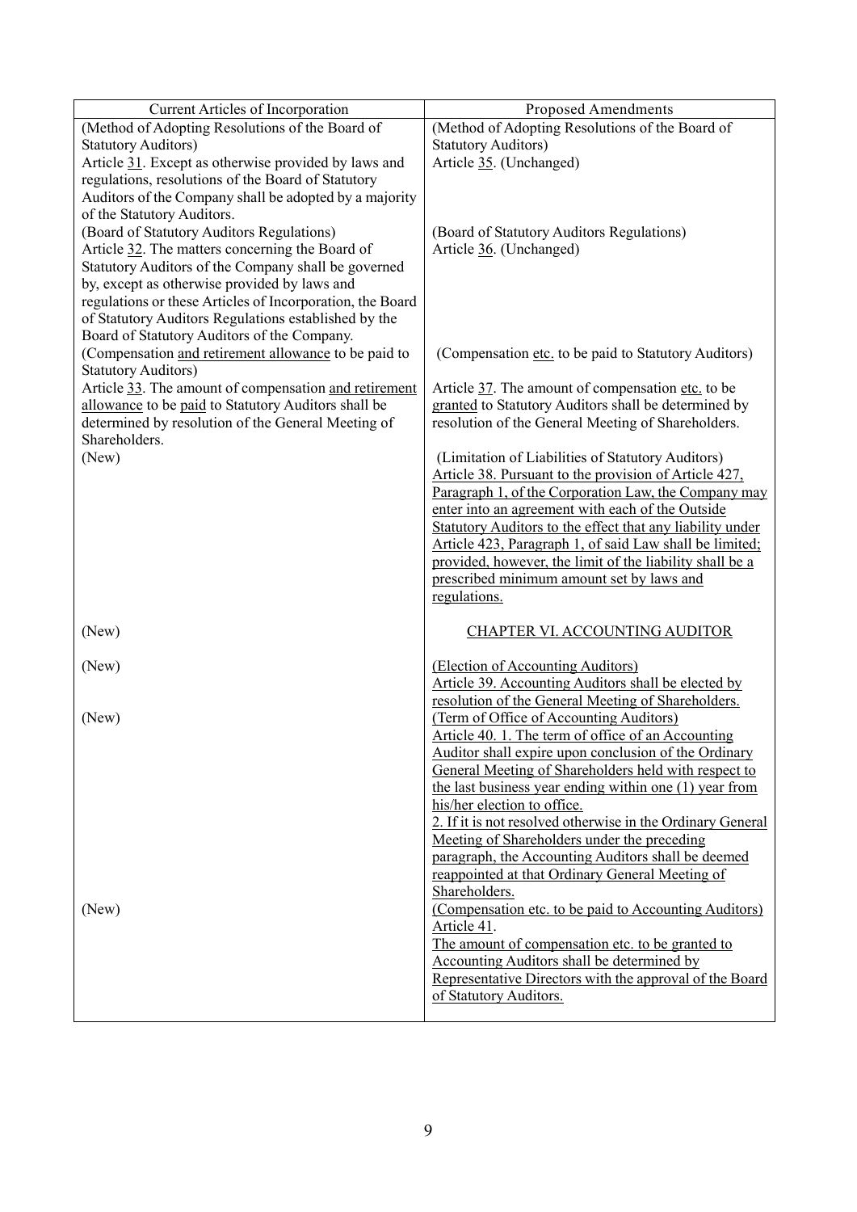| Current Articles of Incorporation | Proposed Amendments |
| --- | --- |
| (Method of Adopting Resolutions of the Board of Statutory Auditors)<br>Article 31. Except as otherwise provided by laws and regulations, resolutions of the Board of Statutory Auditors of the Company shall be adopted by a majority of the Statutory Auditors. | (Method of Adopting Resolutions of the Board of Statutory Auditors)<br>Article 35. (Unchanged) |
| (Board of Statutory Auditors Regulations)<br>Article 32. The matters concerning the Board of Statutory Auditors of the Company shall be governed by, except as otherwise provided by laws and regulations or these Articles of Incorporation, the Board of Statutory Auditors Regulations established by the Board of Statutory Auditors of the Company. | (Board of Statutory Auditors Regulations)<br>Article 36. (Unchanged) |
| (Compensation and retirement allowance to be paid to Statutory Auditors)<br>Article 33. The amount of compensation and retirement allowance to be paid to Statutory Auditors shall be determined by resolution of the General Meeting of Shareholders. | (Compensation etc. to be paid to Statutory Auditors)<br>Article 37. The amount of compensation etc. to be granted to Statutory Auditors shall be determined by resolution of the General Meeting of Shareholders. |
| (New) | (Limitation of Liabilities of Statutory Auditors)<br>Article 38. Pursuant to the provision of Article 427, Paragraph 1, of the Corporation Law, the Company may enter into an agreement with each of the Outside Statutory Auditors to the effect that any liability under Article 423, Paragraph 1, of said Law shall be limited; provided, however, the limit of the liability shall be a prescribed minimum amount set by laws and regulations. |
| (New) | CHAPTER VI. ACCOUNTING AUDITOR |
| (New) | (Election of Accounting Auditors)<br>Article 39. Accounting Auditors shall be elected by resolution of the General Meeting of Shareholders. |
| (New) | (Term of Office of Accounting Auditors)<br>Article 40. 1. The term of office of an Accounting Auditor shall expire upon conclusion of the Ordinary General Meeting of Shareholders held with respect to the last business year ending within one (1) year from his/her election to office.<br>2. If it is not resolved otherwise in the Ordinary General Meeting of Shareholders under the preceding paragraph, the Accounting Auditors shall be deemed reappointed at that Ordinary General Meeting of Shareholders. |
| (New) | (Compensation etc. to be paid to Accounting Auditors)<br>Article 41.<br>The amount of compensation etc. to be granted to Accounting Auditors shall be determined by Representative Directors with the approval of the Board of Statutory Auditors. |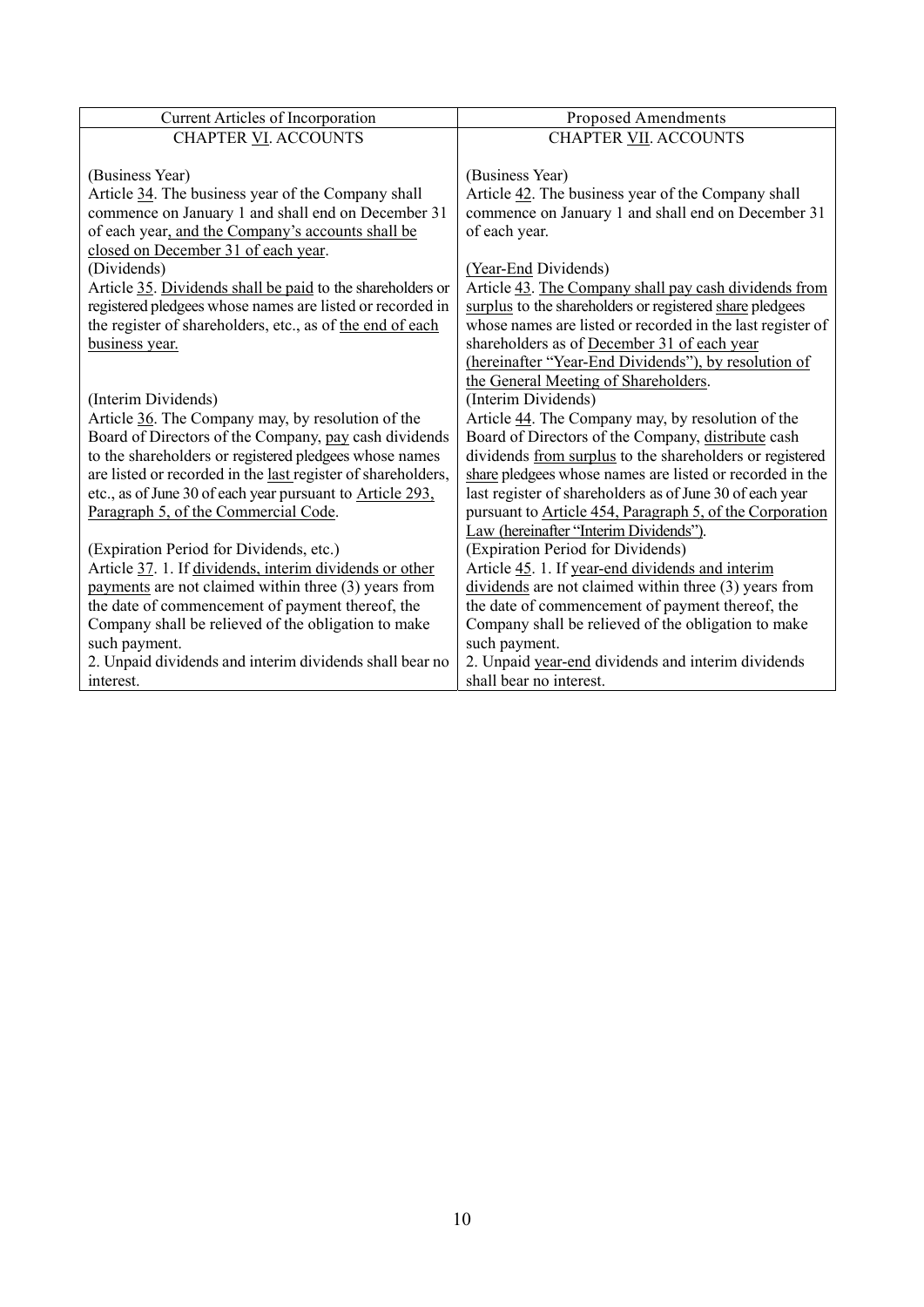| Current Articles of Incorporation | Proposed Amendments |
|---|---|
| CHAPTER VI. ACCOUNTS | CHAPTER VII. ACCOUNTS |
| (Business Year)<br>Article 34. The business year of the Company shall commence on January 1 and shall end on December 31 of each year, and the Company's accounts shall be closed on December 31 of each year. | (Business Year)<br>Article 42. The business year of the Company shall commence on January 1 and shall end on December 31 of each year. |
| (Dividends)<br>Article 35. Dividends shall be paid to the shareholders or registered pledgees whose names are listed or recorded in the register of shareholders, etc., as of the end of each business year. | (Year-End Dividends)<br>Article 43. The Company shall pay cash dividends from surplus to the shareholders or registered share pledgees whose names are listed or recorded in the last register of shareholders as of December 31 of each year (hereinafter "Year-End Dividends"), by resolution of the General Meeting of Shareholders. |
| (Interim Dividends)<br>Article 36. The Company may, by resolution of the Board of Directors of the Company, pay cash dividends to the shareholders or registered pledgees whose names are listed or recorded in the last register of shareholders, etc., as of June 30 of each year pursuant to Article 293, Paragraph 5, of the Commercial Code. | (Interim Dividends)<br>Article 44. The Company may, by resolution of the Board of Directors of the Company, distribute cash dividends from surplus to the shareholders or registered share pledgees whose names are listed or recorded in the last register of shareholders as of June 30 of each year pursuant to Article 454, Paragraph 5, of the Corporation Law (hereinafter "Interim Dividends"). |
| (Expiration Period for Dividends, etc.)<br>Article 37. 1. If dividends, interim dividends or other payments are not claimed within three (3) years from the date of commencement of payment thereof, the Company shall be relieved of the obligation to make such payment.<br>2. Unpaid dividends and interim dividends shall bear no interest. | (Expiration Period for Dividends)<br>Article 45. 1. If year-end dividends and interim dividends are not claimed within three (3) years from the date of commencement of payment thereof, the Company shall be relieved of the obligation to make such payment.<br>2. Unpaid year-end dividends and interim dividends shall bear no interest. |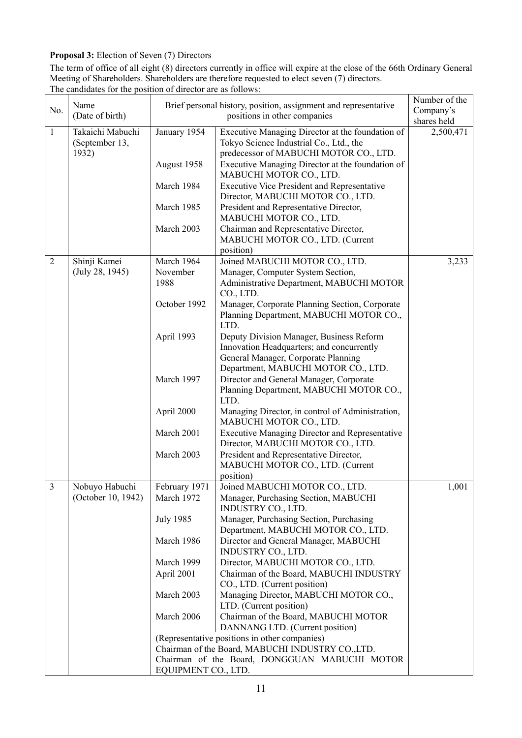**Proposal 3:** Election of Seven (7) Directors

The term of office of all eight (8) directors currently in office will expire at the close of the 66th Ordinary General Meeting of Shareholders. Shareholders are therefore requested to elect seven (7) directors.

The candidates for the position of director are as follows:

| No. | Name (Date of birth) | Brief personal history, position, assignment and representative positions in other companies | | Number of the Company's shares held |
|---|---|---|---|---|
| 1 | Takaichi Mabuchi (September 13, 1932) | January 1954 | Executive Managing Director at the foundation of Tokyo Science Industrial Co., Ltd., the predecessor of MABUCHI MOTOR CO., LTD. | 2,500,471 |
| | | August 1958 | Executive Managing Director at the foundation of MABUCHI MOTOR CO., LTD. | |
| | | March 1984 | Executive Vice President and Representative Director, MABUCHI MOTOR CO., LTD. | |
| | | March 1985 | President and Representative Director, MABUCHI MOTOR CO., LTD. | |
| | | March 2003 | Chairman and Representative Director, MABUCHI MOTOR CO., LTD. (Current position) | |
| 2 | Shinji Kamei (July 28, 1945) | March 1964 | Joined MABUCHI MOTOR CO., LTD. | 3,233 |
| | | November 1988 | Manager, Computer System Section, Administrative Department, MABUCHI MOTOR CO., LTD. | |
| | | October 1992 | Manager, Corporate Planning Section, Corporate Planning Department, MABUCHI MOTOR CO., LTD. | |
| | | April 1993 | Deputy Division Manager, Business Reform Innovation Headquarters; and concurrently General Manager, Corporate Planning Department, MABUCHI MOTOR CO., LTD. | |
| | | March 1997 | Director and General Manager, Corporate Planning Department, MABUCHI MOTOR CO., LTD. | |
| | | April 2000 | Managing Director, in control of Administration, MABUCHI MOTOR CO., LTD. | |
| | | March 2001 | Executive Managing Director and Representative Director, MABUCHI MOTOR CO., LTD. | |
| | | March 2003 | President and Representative Director, MABUCHI MOTOR CO., LTD. (Current position) | |
| 3 | Nobuyo Habuchi (October 10, 1942) | February 1971 | Joined MABUCHI MOTOR CO., LTD. | 1,001 |
| | | March 1972 | Manager, Purchasing Section, MABUCHI INDUSTRY CO., LTD. | |
| | | July 1985 | Manager, Purchasing Section, Purchasing Department, MABUCHI MOTOR CO., LTD. | |
| | | March 1986 | Director and General Manager, MABUCHI INDUSTRY CO., LTD. | |
| | | March 1999 | Director, MABUCHI MOTOR CO., LTD. | |
| | | April 2001 | Chairman of the Board, MABUCHI INDUSTRY CO., LTD. (Current position) | |
| | | March 2003 | Managing Director, MABUCHI MOTOR CO., LTD. (Current position) | |
| | | March 2006 | Chairman of the Board, MABUCHI MOTOR DANNANG LTD. (Current position) | |
| | | (Representative positions in other companies) Chairman of the Board, MABUCHI INDUSTRY CO.,LTD. Chairman of the Board, DONGGUAN MABUCHI MOTOR EQUIPMENT CO., LTD. | | |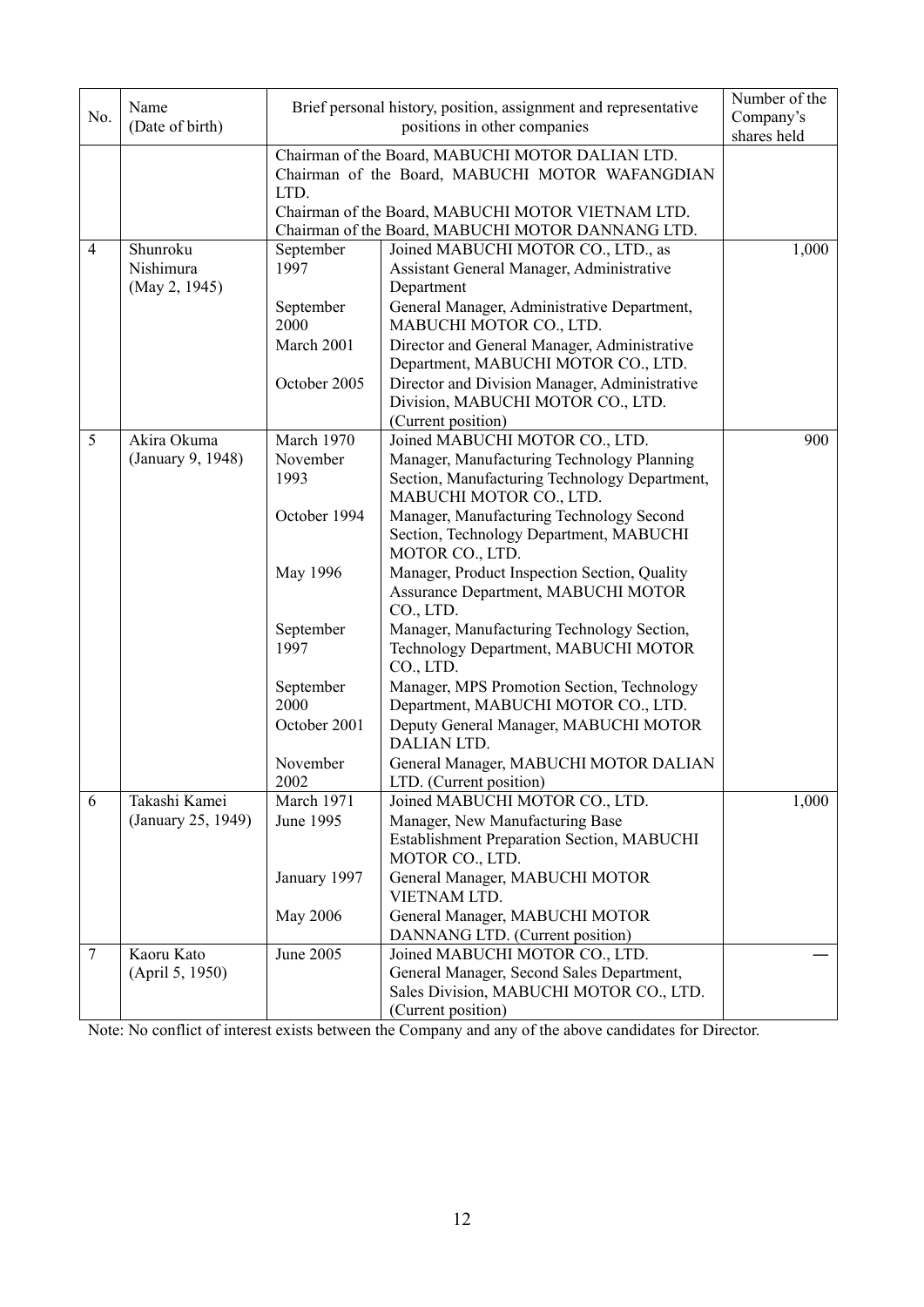| No. | Name (Date of birth) | Brief personal history, position, assignment and representative positions in other companies | | Number of the Company's shares held |
|---|---|---|---|---|
| | | Chairman of the Board, MABUCHI MOTOR DALIAN LTD.<br>Chairman of the Board, MABUCHI MOTOR WAFANGDIAN LTD.<br>Chairman of the Board, MABUCHI MOTOR VIETNAM LTD.<br>Chairman of the Board, MABUCHI MOTOR DANNANG LTD. | | |
| 4 | Shunroku Nishimura (May 2, 1945) | September 1997 | Joined MABUCHI MOTOR CO., LTD., as Assistant General Manager, Administrative Department | 1,000 |
| | | September 2000 | General Manager, Administrative Department, MABUCHI MOTOR CO., LTD. | |
| | | March 2001 | Director and General Manager, Administrative Department, MABUCHI MOTOR CO., LTD. | |
| | | October 2005 | Director and Division Manager, Administrative Division, MABUCHI MOTOR CO., LTD. (Current position) | |
| 5 | Akira Okuma (January 9, 1948) | March 1970 | Joined MABUCHI MOTOR CO., LTD. | 900 |
| | | November 1993 | Manager, Manufacturing Technology Planning Section, Manufacturing Technology Department, MABUCHI MOTOR CO., LTD. | |
| | | October 1994 | Manager, Manufacturing Technology Second Section, Technology Department, MABUCHI MOTOR CO., LTD. | |
| | | May 1996 | Manager, Product Inspection Section, Quality Assurance Department, MABUCHI MOTOR CO., LTD. | |
| | | September 1997 | Manager, Manufacturing Technology Section, Technology Department, MABUCHI MOTOR CO., LTD. | |
| | | September 2000 | Manager, MPS Promotion Section, Technology Department, MABUCHI MOTOR CO., LTD. | |
| | | October 2001 | Deputy General Manager, MABUCHI MOTOR DALIAN LTD. | |
| | | November 2002 | General Manager, MABUCHI MOTOR DALIAN LTD. (Current position) | |
| 6 | Takashi Kamei (January 25, 1949) | March 1971 | Joined MABUCHI MOTOR CO., LTD. | 1,000 |
| | | June 1995 | Manager, New Manufacturing Base Establishment Preparation Section, MABUCHI MOTOR CO., LTD. | |
| | | January 1997 | General Manager, MABUCHI MOTOR VIETNAM LTD. | |
| | | May 2006 | General Manager, MABUCHI MOTOR DANNANG LTD. (Current position) | |
| 7 | Kaoru Kato (April 5, 1950) | June 2005 | Joined MABUCHI MOTOR CO., LTD.<br>General Manager, Second Sales Department, Sales Division, MABUCHI MOTOR CO., LTD. (Current position) | — |

Note: No conflict of interest exists between the Company and any of the above candidates for Director.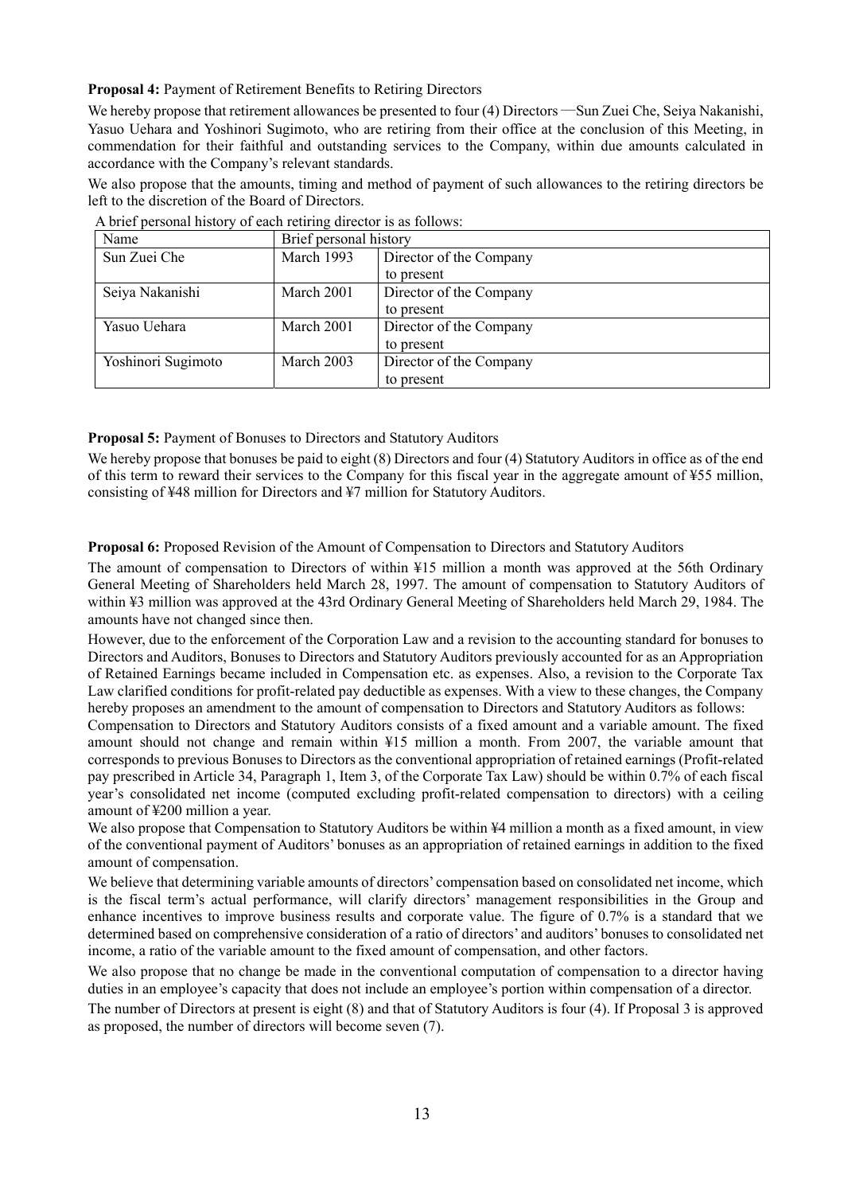**Proposal 4:** Payment of Retirement Benefits to Retiring Directors

We hereby propose that retirement allowances be presented to four (4) Directors —Sun Zuei Che, Seiya Nakanishi, Yasuo Uehara and Yoshinori Sugimoto, who are retiring from their office at the conclusion of this Meeting, in commendation for their faithful and outstanding services to the Company, within due amounts calculated in accordance with the Company's relevant standards.

We also propose that the amounts, timing and method of payment of such allowances to the retiring directors be left to the discretion of the Board of Directors.

A brief personal history of each retiring director is as follows:

| Name | Brief personal history | |
|---|---|---|
| Sun Zuei Che | March 1993 | Director of the Company to present |
| Seiya Nakanishi | March 2001 | Director of the Company to present |
| Yasuo Uehara | March 2001 | Director of the Company to present |
| Yoshinori Sugimoto | March 2003 | Director of the Company to present |

**Proposal 5:** Payment of Bonuses to Directors and Statutory Auditors

We hereby propose that bonuses be paid to eight (8) Directors and four (4) Statutory Auditors in office as of the end of this term to reward their services to the Company for this fiscal year in the aggregate amount of ¥55 million, consisting of ¥48 million for Directors and ¥7 million for Statutory Auditors.

**Proposal 6:** Proposed Revision of the Amount of Compensation to Directors and Statutory Auditors

The amount of compensation to Directors of within ¥15 million a month was approved at the 56th Ordinary General Meeting of Shareholders held March 28, 1997. The amount of compensation to Statutory Auditors of within ¥3 million was approved at the 43rd Ordinary General Meeting of Shareholders held March 29, 1984. The amounts have not changed since then.

However, due to the enforcement of the Corporation Law and a revision to the accounting standard for bonuses to Directors and Auditors, Bonuses to Directors and Statutory Auditors previously accounted for as an Appropriation of Retained Earnings became included in Compensation etc. as expenses. Also, a revision to the Corporate Tax Law clarified conditions for profit-related pay deductible as expenses. With a view to these changes, the Company hereby proposes an amendment to the amount of compensation to Directors and Statutory Auditors as follows:

Compensation to Directors and Statutory Auditors consists of a fixed amount and a variable amount. The fixed amount should not change and remain within ¥15 million a month. From 2007, the variable amount that corresponds to previous Bonuses to Directors as the conventional appropriation of retained earnings (Profit-related pay prescribed in Article 34, Paragraph 1, Item 3, of the Corporate Tax Law) should be within 0.7% of each fiscal year's consolidated net income (computed excluding profit-related compensation to directors) with a ceiling amount of ¥200 million a year.

We also propose that Compensation to Statutory Auditors be within ¥4 million a month as a fixed amount, in view of the conventional payment of Auditors' bonuses as an appropriation of retained earnings in addition to the fixed amount of compensation.

We believe that determining variable amounts of directors' compensation based on consolidated net income, which is the fiscal term's actual performance, will clarify directors' management responsibilities in the Group and enhance incentives to improve business results and corporate value. The figure of 0.7% is a standard that we determined based on comprehensive consideration of a ratio of directors' and auditors' bonuses to consolidated net income, a ratio of the variable amount to the fixed amount of compensation, and other factors.

We also propose that no change be made in the conventional computation of compensation to a director having duties in an employee's capacity that does not include an employee's portion within compensation of a director.

The number of Directors at present is eight (8) and that of Statutory Auditors is four (4). If Proposal 3 is approved as proposed, the number of directors will become seven (7).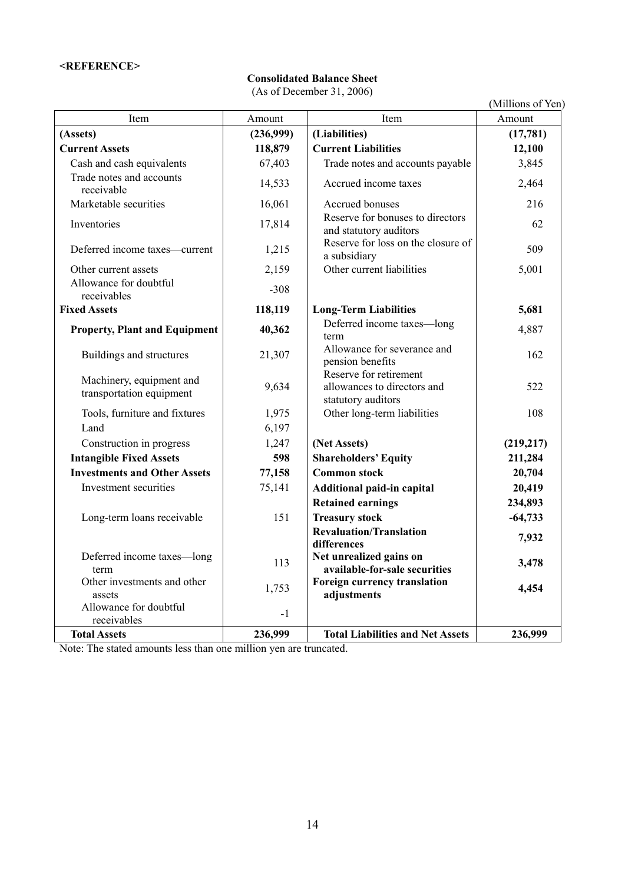**<REFERENCE>**

**Consolidated Balance Sheet**
(As of December 31, 2006)

(Millions of Yen)

| Item | Amount | Item | Amount |
|---|---|---|---|
| **(Assets)** | **(236,999)** | **(Liabilities)** | **(17,781)** |
| **Current Assets** | **118,879** | **Current Liabilities** | **12,100** |
| Cash and cash equivalents | 67,403 | Trade notes and accounts payable | 3,845 |
| Trade notes and accounts receivable | 14,533 | Accrued income taxes | 2,464 |
| Marketable securities | 16,061 | Accrued bonuses | 216 |
| Inventories | 17,814 | Reserve for bonuses to directors and statutory auditors | 62 |
| Deferred income taxes—current | 1,215 | Reserve for loss on the closure of a subsidiary | 509 |
| Other current assets | 2,159 | Other current liabilities | 5,001 |
| Allowance for doubtful receivables | -308 | | |
| **Fixed Assets** | **118,119** | **Long-Term Liabilities** | **5,681** |
| **Property, Plant and Equipment** | **40,362** | Deferred income taxes—long term | 4,887 |
| Buildings and structures | 21,307 | Allowance for severance and pension benefits | 162 |
| Machinery, equipment and transportation equipment | 9,634 | Reserve for retirement allowances to directors and statutory auditors | 522 |
| Tools, furniture and fixtures | 1,975 | Other long-term liabilities | 108 |
| Land | 6,197 | | |
| Construction in progress | 1,247 | **(Net Assets)** | **(219,217)** |
| **Intangible Fixed Assets** | **598** | **Shareholders' Equity** | **211,284** |
| **Investments and Other Assets** | **77,158** | **Common stock** | **20,704** |
| Investment securities | 75,141 | **Additional paid-in capital** | **20,419** |
| | | **Retained earnings** | **234,893** |
| Long-term loans receivable | 151 | **Treasury stock** | **-64,733** |
| | | **Revaluation/Translation differences** | **7,932** |
| Deferred income taxes—long term | 113 | **Net unrealized gains on available-for-sale securities** | **3,478** |
| Other investments and other assets | 1,753 | **Foreign currency translation adjustments** | **4,454** |
| Allowance for doubtful receivables | -1 | | |
| **Total Assets** | **236,999** | **Total Liabilities and Net Assets** | **236,999** |

Note: The stated amounts less than one million yen are truncated.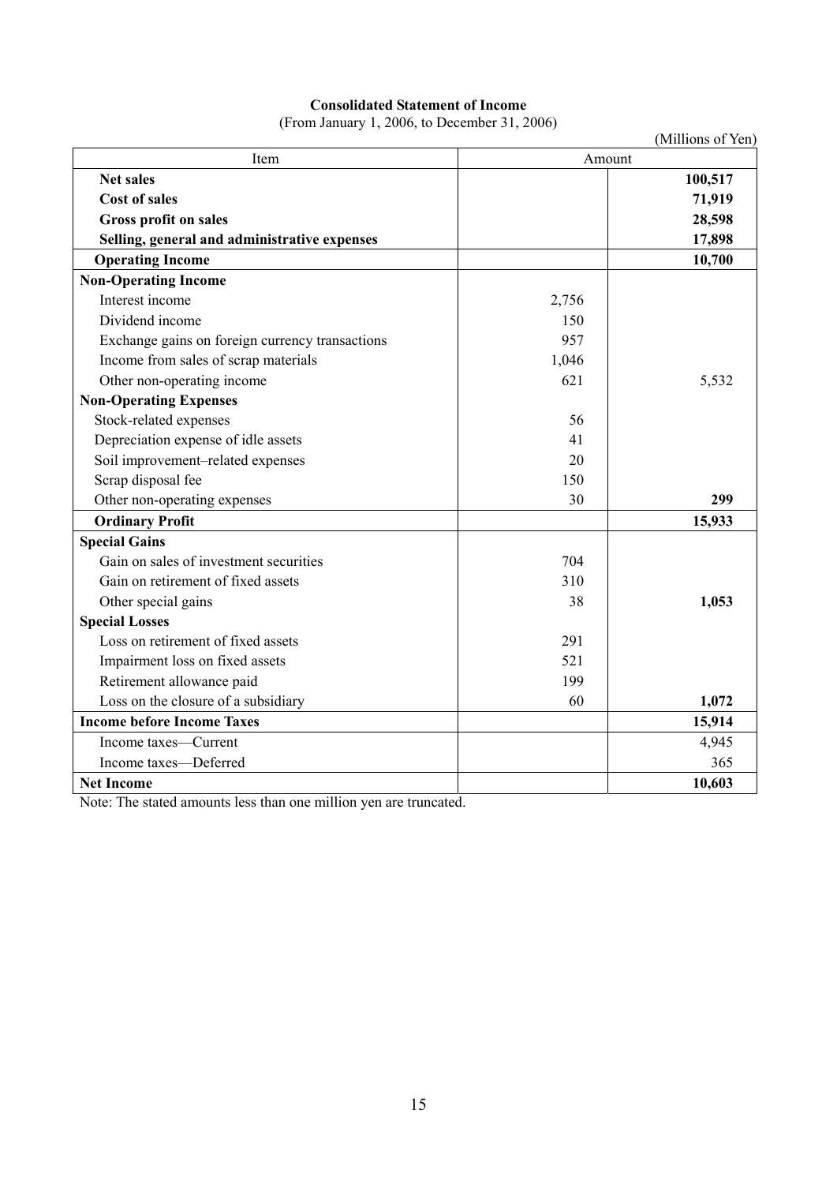**Consolidated Statement of Income**

(From January 1, 2006, to December 31, 2006)

(Millions of Yen)

| Item | Amount | |
|---|---|---|
| **Net sales** | | **100,517** |
| **Cost of sales** | | **71,919** |
| **Gross profit on sales** | | **28,598** |
| **Selling, general and administrative expenses** | | **17,898** |
| **Operating Income** | | **10,700** |
| **Non-Operating Income** | | |
| Interest income | 2,756 | |
| Dividend income | 150 | |
| Exchange gains on foreign currency transactions | 957 | |
| Income from sales of scrap materials | 1,046 | |
| Other non-operating income | 621 | 5,532 |
| **Non-Operating Expenses** | | |
| Stock-related expenses | 56 | |
| Depreciation expense of idle assets | 41 | |
| Soil improvement–related expenses | 20 | |
| Scrap disposal fee | 150 | |
| Other non-operating expenses | 30 | **299** |
| **Ordinary Profit** | | **15,933** |
| **Special Gains** | | |
| Gain on sales of investment securities | 704 | |
| Gain on retirement of fixed assets | 310 | |
| Other special gains | 38 | **1,053** |
| **Special Losses** | | |
| Loss on retirement of fixed assets | 291 | |
| Impairment loss on fixed assets | 521 | |
| Retirement allowance paid | 199 | |
| Loss on the closure of a subsidiary | 60 | **1,072** |
| **Income before Income Taxes** | | **15,914** |
| Income taxes—Current | | 4,945 |
| Income taxes—Deferred | | 365 |
| **Net Income** | | **10,603** |

Note: The stated amounts less than one million yen are truncated.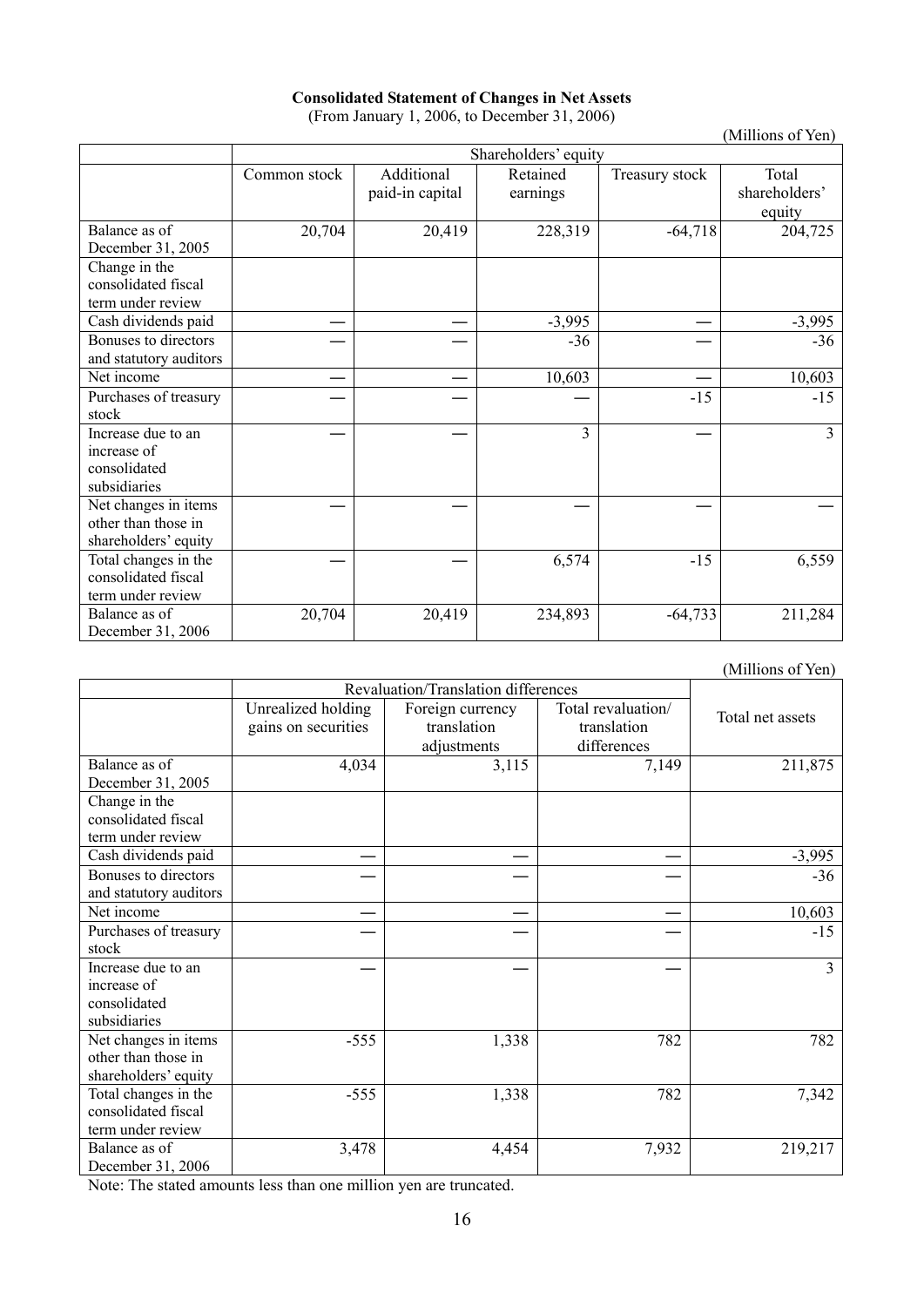**Consolidated Statement of Changes in Net Assets**
(From January 1, 2006, to December 31, 2006)

(Millions of Yen)

| | Shareholders' equity | | | | |
|---|---|---|---|---|---|
| | Common stock | Additional paid-in capital | Retained earnings | Treasury stock | Total shareholders' equity |
| Balance as of December 31, 2005 | 20,704 | 20,419 | 228,319 | -64,718 | 204,725 |
| Change in the consolidated fiscal term under review | | | | | |
| Cash dividends paid | — | — | -3,995 | — | -3,995 |
| Bonuses to directors and statutory auditors | — | — | -36 | — | -36 |
| Net income | — | — | 10,603 | — | 10,603 |
| Purchases of treasury stock | — | — | — | -15 | -15 |
| Increase due to an increase of consolidated subsidiaries | — | — | 3 | — | 3 |
| Net changes in items other than those in shareholders' equity | — | — | — | — | — |
| Total changes in the consolidated fiscal term under review | — | — | 6,574 | -15 | 6,559 |
| Balance as of December 31, 2006 | 20,704 | 20,419 | 234,893 | -64,733 | 211,284 |

(Millions of Yen)

| | Revaluation/Translation differences | | | Total net assets |
|---|---|---|---|---|
| | Unrealized holding gains on securities | Foreign currency translation adjustments | Total revaluation/ translation differences | |
| Balance as of December 31, 2005 | 4,034 | 3,115 | 7,149 | 211,875 |
| Change in the consolidated fiscal term under review | | | | |
| Cash dividends paid | — | — | — | -3,995 |
| Bonuses to directors and statutory auditors | — | — | — | -36 |
| Net income | — | — | — | 10,603 |
| Purchases of treasury stock | — | — | — | -15 |
| Increase due to an increase of consolidated subsidiaries | — | — | — | 3 |
| Net changes in items other than those in shareholders' equity | -555 | 1,338 | 782 | 782 |
| Total changes in the consolidated fiscal term under review | -555 | 1,338 | 782 | 7,342 |
| Balance as of December 31, 2006 | 3,478 | 4,454 | 7,932 | 219,217 |

Note: The stated amounts less than one million yen are truncated.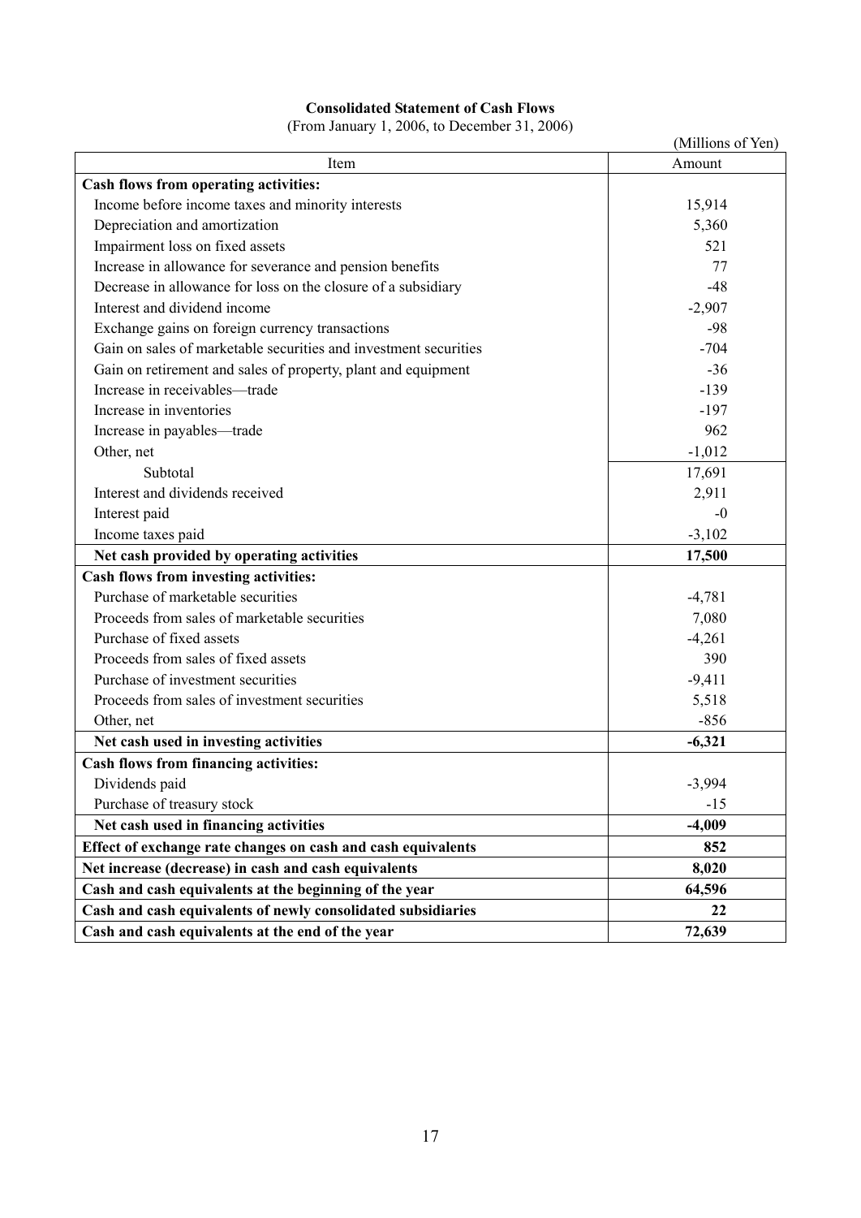**Consolidated Statement of Cash Flows**

(From January 1, 2006, to December 31, 2006)

(Millions of Yen)

| Item | Amount |
|---|---|
| **Cash flows from operating activities:** | |
| Income before income taxes and minority interests | 15,914 |
| Depreciation and amortization | 5,360 |
| Impairment loss on fixed assets | 521 |
| Increase in allowance for severance and pension benefits | 77 |
| Decrease in allowance for loss on the closure of a subsidiary | -48 |
| Interest and dividend income | -2,907 |
| Exchange gains on foreign currency transactions | -98 |
| Gain on sales of marketable securities and investment securities | -704 |
| Gain on retirement and sales of property, plant and equipment | -36 |
| Increase in receivables—trade | -139 |
| Increase in inventories | -197 |
| Increase in payables—trade | 962 |
| Other, net | -1,012 |
| Subtotal | 17,691 |
| Interest and dividends received | 2,911 |
| Interest paid | -0 |
| Income taxes paid | -3,102 |
| **Net cash provided by operating activities** | **17,500** |
| **Cash flows from investing activities:** | |
| Purchase of marketable securities | -4,781 |
| Proceeds from sales of marketable securities | 7,080 |
| Purchase of fixed assets | -4,261 |
| Proceeds from sales of fixed assets | 390 |
| Purchase of investment securities | -9,411 |
| Proceeds from sales of investment securities | 5,518 |
| Other, net | -856 |
| **Net cash used in investing activities** | **-6,321** |
| **Cash flows from financing activities:** | |
| Dividends paid | -3,994 |
| Purchase of treasury stock | -15 |
| **Net cash used in financing activities** | **-4,009** |
| **Effect of exchange rate changes on cash and cash equivalents** | **852** |
| **Net increase (decrease) in cash and cash equivalents** | **8,020** |
| **Cash and cash equivalents at the beginning of the year** | **64,596** |
| **Cash and cash equivalents of newly consolidated subsidiaries** | **22** |
| **Cash and cash equivalents at the end of the year** | **72,639** |